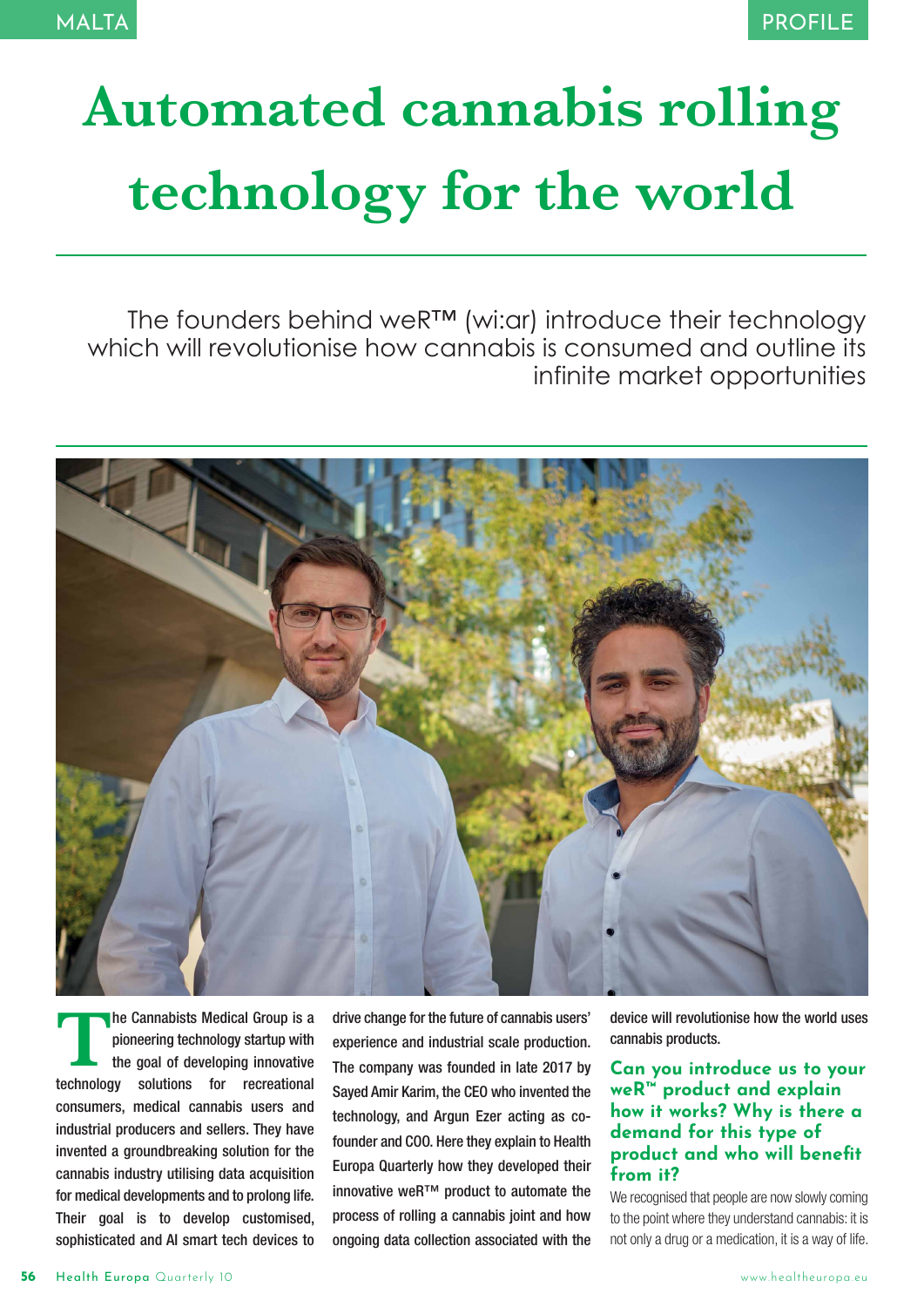# Automated cannabis rolling technology for the world

The founders behind weR™ (wi:ar) introduce their technology which will revolutionise how cannabis is consumed and outline its infinite market opportunities

The Cannabists Medical Group is a pioneering technology startup with the goal of developing innovative technology solutions for recreational consumers, medical cannabis users and industrial producers and sellers. They have invented a groundbreaking solution for the cannabis industry utilising data acquisition for medical developments and to prolong life. Their goal is to develop customised, sophisticated and AI smart tech devices to drive change for the future of cannabis users' experience and industrial scale production. The company was founded in late 2017 by Sayed Amir Karim, the CEO who invented the technology, and Argun Ezer acting as co-founder and COO. Here they explain to Health Europa Quarterly how they developed their innovative weR™ product to automate the process of rolling a cannabis joint and how ongoing data collection associated with the device will revolutionise how the world uses cannabis products.

### Can you introduce us to your weR™ product and explain how it works? Why is there a demand for this type of product and who will benefit from it?

We recognised that people are now slowly coming to the point where they understand cannabis: it is not only a drug or a medication, it is a way of life.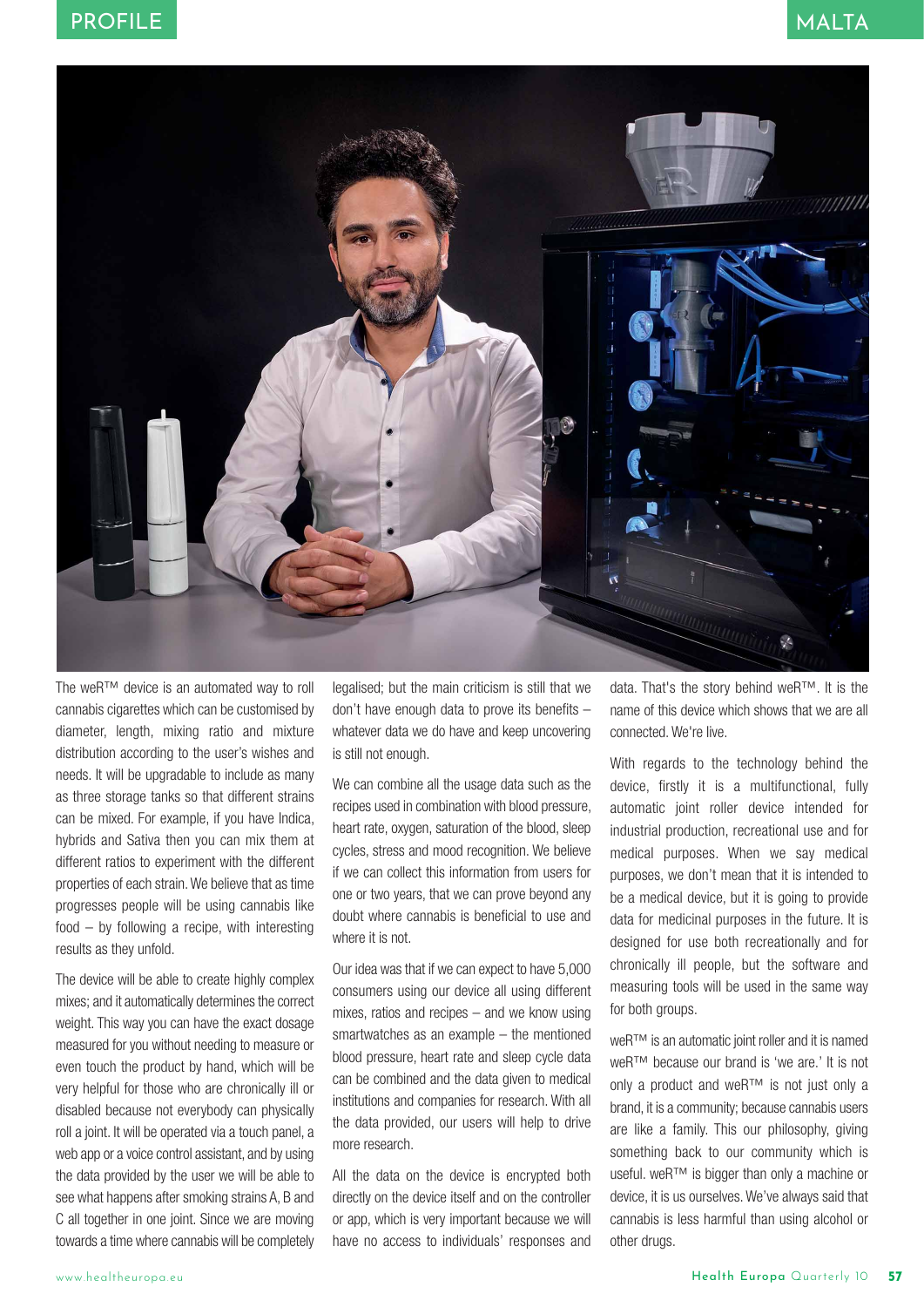The weR™ device is an automated way to roll cannabis cigarettes which can be customised by diameter, length, mixing ratio and mixture distribution according to the user's wishes and needs. It will be upgradable to include as many as three storage tanks so that different strains can be mixed. For example, if you have Indica, hybrids and Sativa then you can mix them at different ratios to experiment with the different properties of each strain. We believe that as time progresses people will be using cannabis like food – by following a recipe, with interesting results as they unfold.

The device will be able to create highly complex mixes; and it automatically determines the correct weight. This way you can have the exact dosage measured for you without needing to measure or even touch the product by hand, which will be very helpful for those who are chronically ill or disabled because not everybody can physically roll a joint. It will be operated via a touch panel, a web app or a voice control assistant, and by using the data provided by the user we will be able to see what happens after smoking strains A, B and C all together in one joint. Since we are moving towards a time where cannabis will be completely legalised; but the main criticism is still that we don't have enough data to prove its benefits – whatever data we do have and keep uncovering is still not enough.

We can combine all the usage data such as the recipes used in combination with blood pressure, heart rate, oxygen, saturation of the blood, sleep cycles, stress and mood recognition. We believe if we can collect this information from users for one or two years, that we can prove beyond any doubt where cannabis is beneficial to use and where it is not.

Our idea was that if we can expect to have 5,000 consumers using our device all using different mixes, ratios and recipes – and we know using smartwatches as an example – the mentioned blood pressure, heart rate and sleep cycle data can be combined and the data given to medical institutions and companies for research. With all the data provided, our users will help to drive more research.

All the data on the device is encrypted both directly on the device itself and on the controller or app, which is very important because we will have no access to individuals' responses and data. That's the story behind weR™. It is the name of this device which shows that we are all connected. We're live.

With regards to the technology behind the device, firstly it is a multifunctional, fully automatic joint roller device intended for industrial production, recreational use and for medical purposes. When we say medical purposes, we don't mean that it is intended to be a medical device, but it is going to provide data for medicinal purposes in the future. It is designed for use both recreationally and for chronically ill people, but the software and measuring tools will be used in the same way for both groups.

weR™ is an automatic joint roller and it is named weR™ because our brand is 'we are.' It is not only a product and weR™ is not just only a brand, it is a community; because cannabis users are like a family. This our philosophy, giving something back to our community which is useful. weR™ is bigger than only a machine or device, it is us ourselves. We've always said that cannabis is less harmful than using alcohol or other drugs.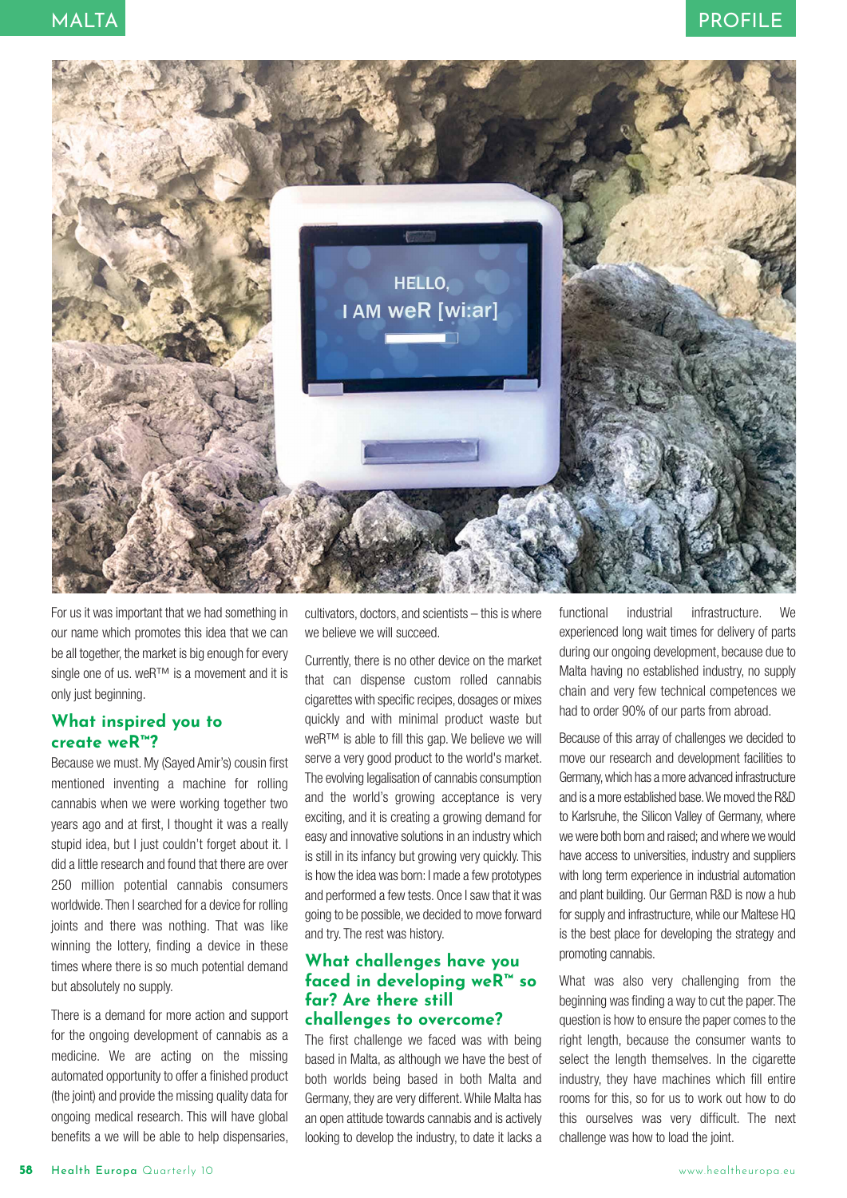For us it was important that we had something in our name which promotes this idea that we can be all together, the market is big enough for every single one of us. weR™ is a movement and it is only just beginning.

## What inspired you to create weR™?

Because we must. My (Sayed Amir's) cousin first mentioned inventing a machine for rolling cannabis when we were working together two years ago and at first, I thought it was a really stupid idea, but I just couldn't forget about it. I did a little research and found that there are over 250 million potential cannabis consumers worldwide. Then I searched for a device for rolling joints and there was nothing. That was like winning the lottery, finding a device in these times where there is so much potential demand but absolutely no supply.

There is a demand for more action and support for the ongoing development of cannabis as a medicine. We are acting on the missing automated opportunity to offer a finished product (the joint) and provide the missing quality data for ongoing medical research. This will have global benefits a we will be able to help dispensaries, cultivators, doctors, and scientists – this is where we believe we will succeed.

Currently, there is no other device on the market that can dispense custom rolled cannabis cigarettes with specific recipes, dosages or mixes quickly and with minimal product waste but weR™ is able to fill this gap. We believe we will serve a very good product to the world's market. The evolving legalisation of cannabis consumption and the world's growing acceptance is very exciting, and it is creating a growing demand for easy and innovative solutions in an industry which is still in its infancy but growing very quickly. This is how the idea was born: I made a few prototypes and performed a few tests. Once I saw that it was going to be possible, we decided to move forward and try. The rest was history.

## What challenges have you faced in developing weR™ so far? Are there still challenges to overcome?

The first challenge we faced was with being based in Malta, as although we have the best of both worlds being based in both Malta and Germany, they are very different. While Malta has an open attitude towards cannabis and is actively looking to develop the industry, to date it lacks a functional industrial infrastructure. We experienced long wait times for delivery of parts during our ongoing development, because due to Malta having no established industry, no supply chain and very few technical competences we had to order 90% of our parts from abroad.

Because of this array of challenges we decided to move our research and development facilities to Germany, which has a more advanced infrastructure and is a more established base. We moved the R&D to Karlsruhe, the Silicon Valley of Germany, where we were both born and raised; and where we would have access to universities, industry and suppliers with long term experience in industrial automation and plant building. Our German R&D is now a hub for supply and infrastructure, while our Maltese HQ is the best place for developing the strategy and promoting cannabis.

What was also very challenging from the beginning was finding a way to cut the paper. The question is how to ensure the paper comes to the right length, because the consumer wants to select the length themselves. In the cigarette industry, they have machines which fill entire rooms for this, so for us to work out how to do this ourselves was very difficult. The next challenge was how to load the joint.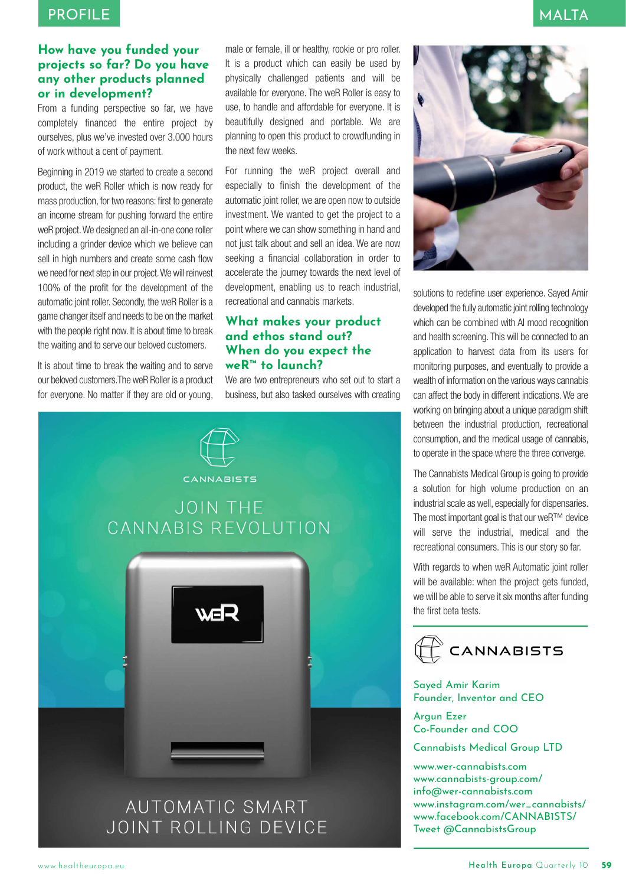### How have you funded your projects so far? Do you have any other products planned or in development?

From a funding perspective so far, we have completely financed the entire project by ourselves, plus we've invested over 3.000 hours of work without a cent of payment.

Beginning in 2019 we started to create a second product, the weR Roller which is now ready for mass production, for two reasons: first to generate an income stream for pushing forward the entire weR project. We designed an all-in-one cone roller including a grinder device which we believe can sell in high numbers and create some cash flow we need for next step in our project. We will reinvest 100% of the profit for the development of the automatic joint roller. Secondly, the weR Roller is a game changer itself and needs to be on the market with the people right now. It is about time to break the waiting and to serve our beloved customers.

It is about time to break the waiting and to serve our beloved customers.The weR Roller is a product for everyone. No matter if they are old or young, male or female, ill or healthy, rookie or pro roller. It is a product which can easily be used by physically challenged patients and will be available for everyone. The weR Roller is easy to use, to handle and affordable for everyone. It is beautifully designed and portable. We are planning to open this product to crowdfunding in the next few weeks.

For running the weR project overall and especially to finish the development of the automatic joint roller, we are open now to outside investment. We wanted to get the project to a point where we can show something in hand and not just talk about and sell an idea. We are now seeking a financial collaboration in order to accelerate the journey towards the next level of development, enabling us to reach industrial, recreational and cannabis markets.

### What makes your product and ethos stand out? When do you expect the weR™ to launch?

We are two entrepreneurs who set out to start a business, but also tasked ourselves with creating solutions to redefine user experience. Sayed Amir developed the fully automatic joint rolling technology which can be combined with AI mood recognition and health screening. This will be connected to an application to harvest data from its users for monitoring purposes, and eventually to provide a wealth of information on the various ways cannabis can affect the body in different indications. We are working on bringing about a unique paradigm shift between the industrial production, recreational consumption, and the medical usage of cannabis, to operate in the space where the three converge.

The Cannabists Medical Group is going to provide a solution for high volume production on an industrial scale as well, especially for dispensaries. The most important goal is that our weR™ device will serve the industrial, medical and the recreational consumers. This is our story so far.

With regards to when weR Automatic joint roller will be available: when the project gets funded, we will be able to serve it six months after funding the first beta tests.

CANNABISTS

JOIN THE CANNABIS REVOLUTION

weR

AUTOMATIC SMART JOINT ROLLING DEVICE

CANNABISTS

Sayed Amir Karim
Founder, Inventor and CEO

Argun Ezer
Co-Founder and COO

Cannabists Medical Group LTD

www.wer-cannabists.com
www.cannabists-group.com/
info@wer-cannabists.com
www.instagram.com/wer_cannabists/
www.facebook.com/CANNABISTS/
Tweet @CannabistsGroup